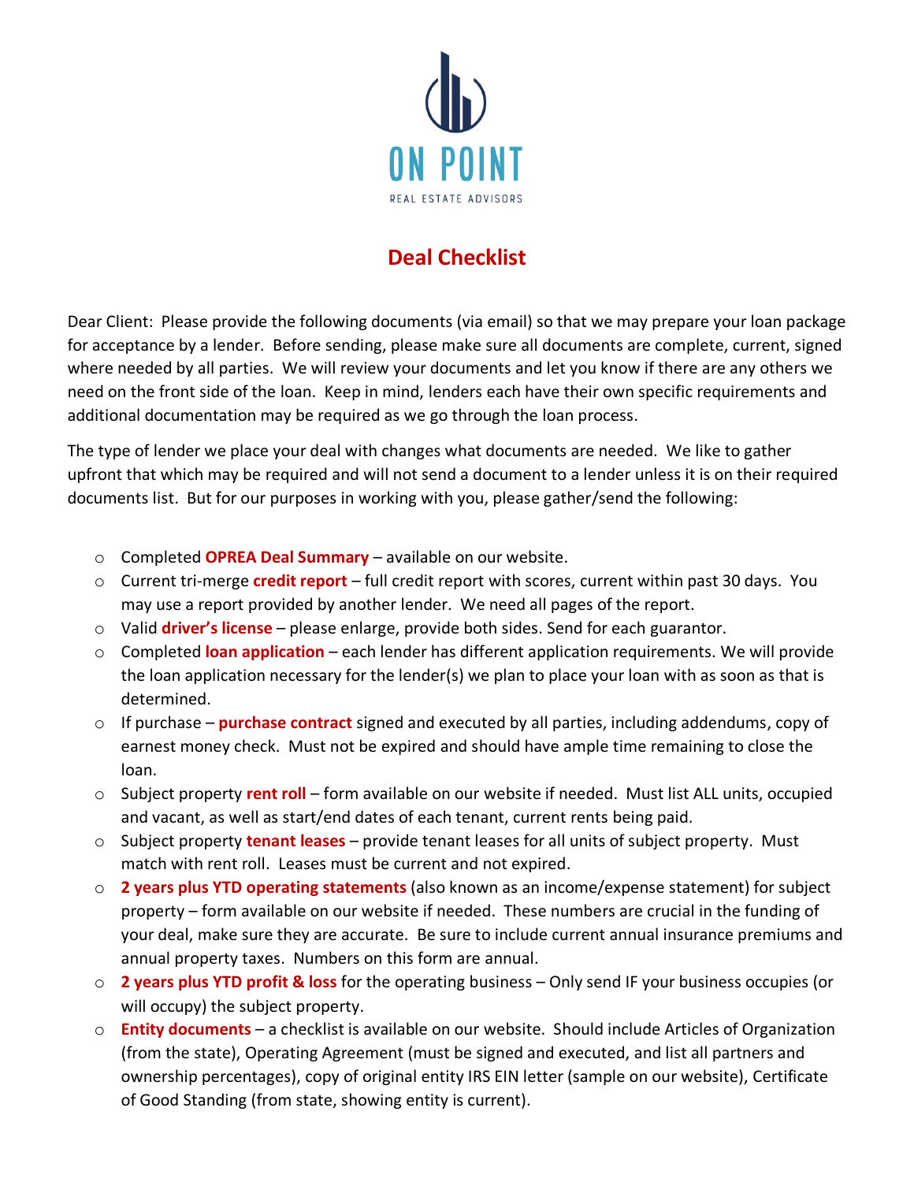ON POINT

REAL ESTATE ADVISORS

# Deal Checklist

Dear Client: Please provide the following documents (via email) so that we may prepare your loan package for acceptance by a lender. Before sending, please make sure all documents are complete, current, signed where needed by all parties. We will review your documents and let you know if there are any others we need on the front side of the loan. Keep in mind, lenders each have their own specific requirements and additional documentation may be required as we go through the loan process.

The type of lender we place your deal with changes what documents are needed. We like to gather upfront that which may be required and will not send a document to a lender unless it is on their required documents list. But for our purposes in working with you, please gather/send the following:

- Completed **OPREA Deal Summary** – available on our website.
- Current tri-merge **credit report** – full credit report with scores, current within past 30 days. You may use a report provided by another lender. We need all pages of the report.
- Valid **driver's license** – please enlarge, provide both sides. Send for each guarantor.
- Completed **loan application** – each lender has different application requirements. We will provide the loan application necessary for the lender(s) we plan to place your loan with as soon as that is determined.
- If purchase – **purchase contract** signed and executed by all parties, including addendums, copy of earnest money check. Must not be expired and should have ample time remaining to close the loan.
- Subject property **rent roll** – form available on our website if needed. Must list ALL units, occupied and vacant, as well as start/end dates of each tenant, current rents being paid.
- Subject property **tenant leases** – provide tenant leases for all units of subject property. Must match with rent roll. Leases must be current and not expired.
- **2 years plus YTD operating statements** (also known as an income/expense statement) for subject property – form available on our website if needed. These numbers are crucial in the funding of your deal, make sure they are accurate. Be sure to include current annual insurance premiums and annual property taxes. Numbers on this form are annual.
- **2 years plus YTD profit & loss** for the operating business – Only send IF your business occupies (or will occupy) the subject property.
- **Entity documents** – a checklist is available on our website. Should include Articles of Organization (from the state), Operating Agreement (must be signed and executed, and list all partners and ownership percentages), copy of original entity IRS EIN letter (sample on our website), Certificate of Good Standing (from state, showing entity is current).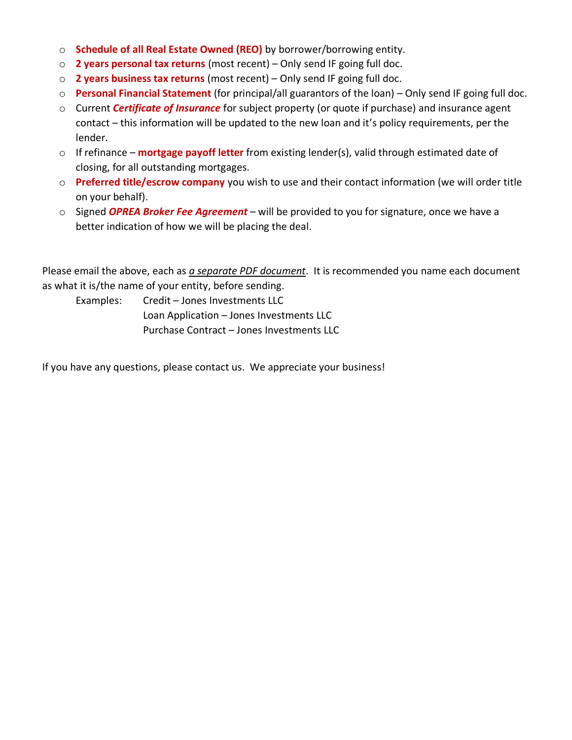- **Schedule of all Real Estate Owned (REO)** by borrower/borrowing entity.
- **2 years personal tax returns** (most recent) – Only send IF going full doc.
- **2 years business tax returns** (most recent) – Only send IF going full doc.
- **Personal Financial Statement** (for principal/all guarantors of the loan) – Only send IF going full doc.
- Current ***Certificate of Insurance*** for subject property (or quote if purchase) and insurance agent contact – this information will be updated to the new loan and it's policy requirements, per the lender.
- If refinance – **mortgage payoff letter** from existing lender(s), valid through estimated date of closing, for all outstanding mortgages.
- **Preferred title/escrow company** you wish to use and their contact information (we will order title on your behalf).
- Signed ***OPREA Broker Fee Agreement*** – will be provided to you for signature, once we have a better indication of how we will be placing the deal.

Please email the above, each as *a separate PDF document*. It is recommended you name each document as what it is/the name of your entity, before sending.

Examples: Credit – Jones Investments LLC
Loan Application – Jones Investments LLC
Purchase Contract – Jones Investments LLC

If you have any questions, please contact us. We appreciate your business!